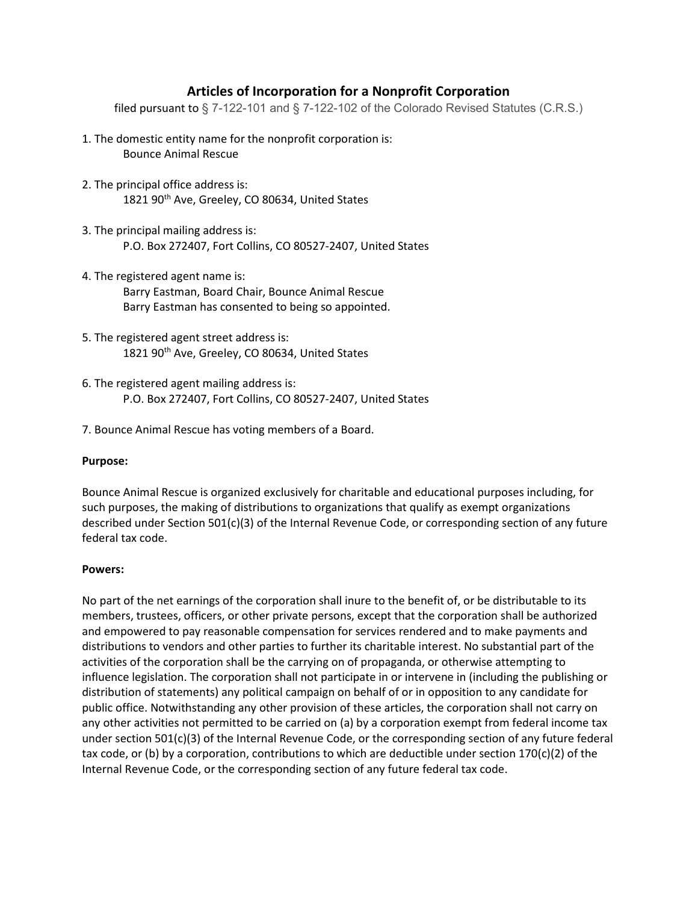# Articles of Incorporation for a Nonprofit Corporation

filed pursuant to § 7-122-101 and § 7-122-102 of the Colorado Revised Statutes (C.R.S.)

1. The domestic entity name for the nonprofit corporation is:
   Bounce Animal Rescue

2. The principal office address is:
   1821 90th Ave, Greeley, CO 80634, United States

3. The principal mailing address is:
   P.O. Box 272407, Fort Collins, CO 80527-2407, United States

4. The registered agent name is:
   Barry Eastman, Board Chair, Bounce Animal Rescue
   Barry Eastman has consented to being so appointed.

5. The registered agent street address is:
   1821 90th Ave, Greeley, CO 80634, United States

6. The registered agent mailing address is:
   P.O. Box 272407, Fort Collins, CO 80527-2407, United States

7. Bounce Animal Rescue has voting members of a Board.

**Purpose:**

Bounce Animal Rescue is organized exclusively for charitable and educational purposes including, for such purposes, the making of distributions to organizations that qualify as exempt organizations described under Section 501(c)(3) of the Internal Revenue Code, or corresponding section of any future federal tax code.

**Powers:**

No part of the net earnings of the corporation shall inure to the benefit of, or be distributable to its members, trustees, officers, or other private persons, except that the corporation shall be authorized and empowered to pay reasonable compensation for services rendered and to make payments and distributions to vendors and other parties to further its charitable interest. No substantial part of the activities of the corporation shall be the carrying on of propaganda, or otherwise attempting to influence legislation. The corporation shall not participate in or intervene in (including the publishing or distribution of statements) any political campaign on behalf of or in opposition to any candidate for public office. Notwithstanding any other provision of these articles, the corporation shall not carry on any other activities not permitted to be carried on (a) by a corporation exempt from federal income tax under section 501(c)(3) of the Internal Revenue Code, or the corresponding section of any future federal tax code, or (b) by a corporation, contributions to which are deductible under section 170(c)(2) of the Internal Revenue Code, or the corresponding section of any future federal tax code.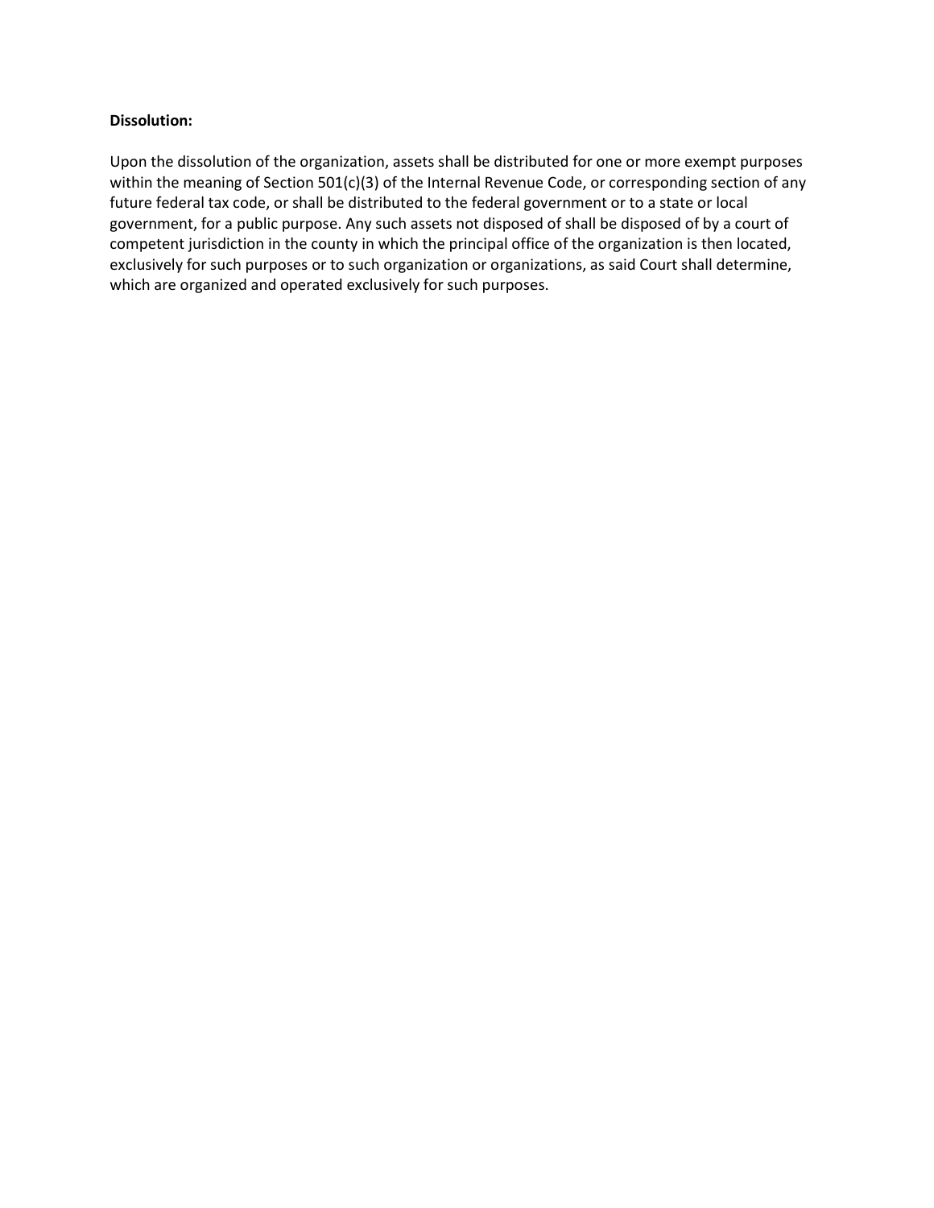**Dissolution:**

Upon the dissolution of the organization, assets shall be distributed for one or more exempt purposes within the meaning of Section 501(c)(3) of the Internal Revenue Code, or corresponding section of any future federal tax code, or shall be distributed to the federal government or to a state or local government, for a public purpose. Any such assets not disposed of shall be disposed of by a court of competent jurisdiction in the county in which the principal office of the organization is then located, exclusively for such purposes or to such organization or organizations, as said Court shall determine, which are organized and operated exclusively for such purposes.